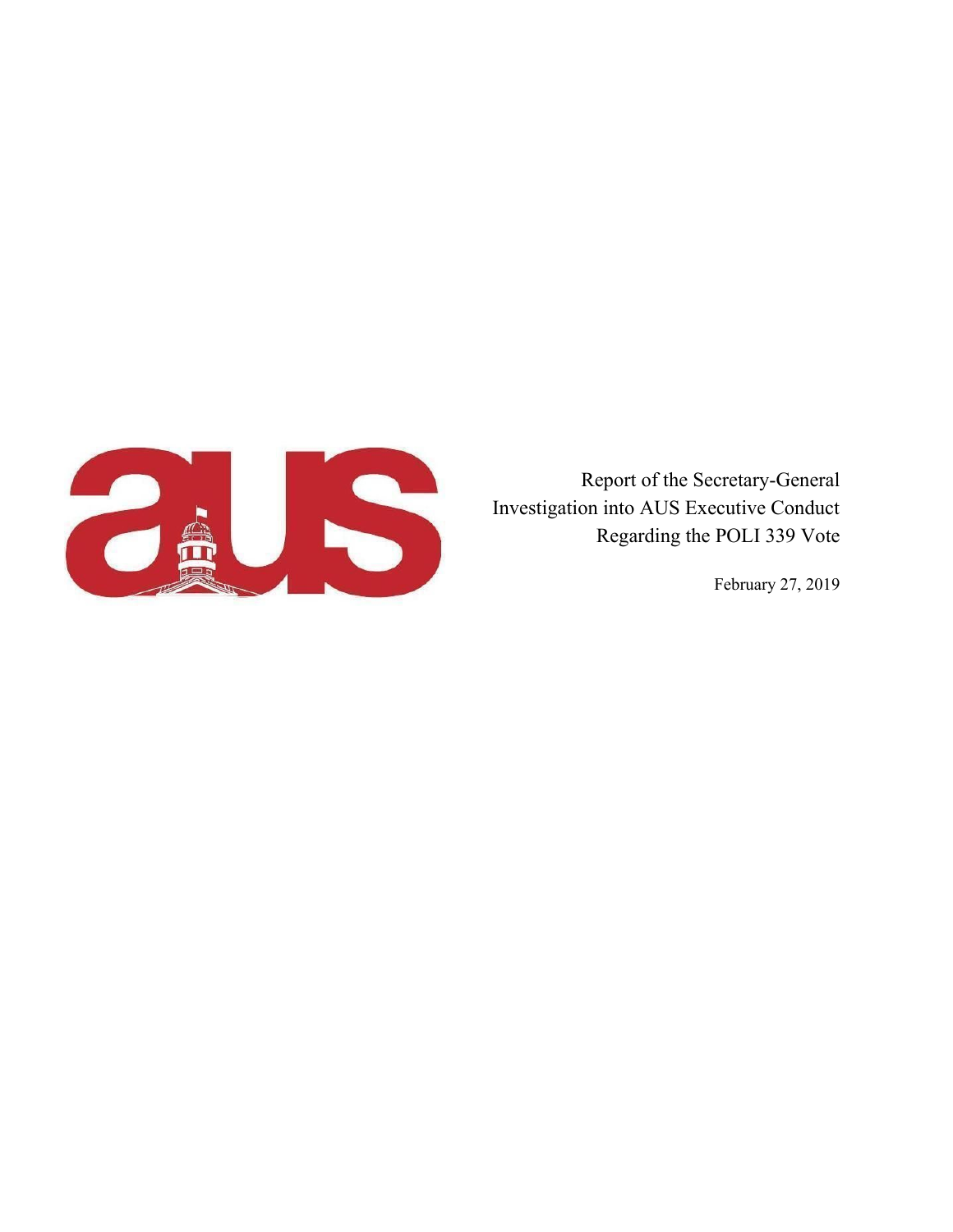# Report of the Secretary-General Investigation into AUS Executive Conduct Regarding the POLI 339 Vote

February 27, 2019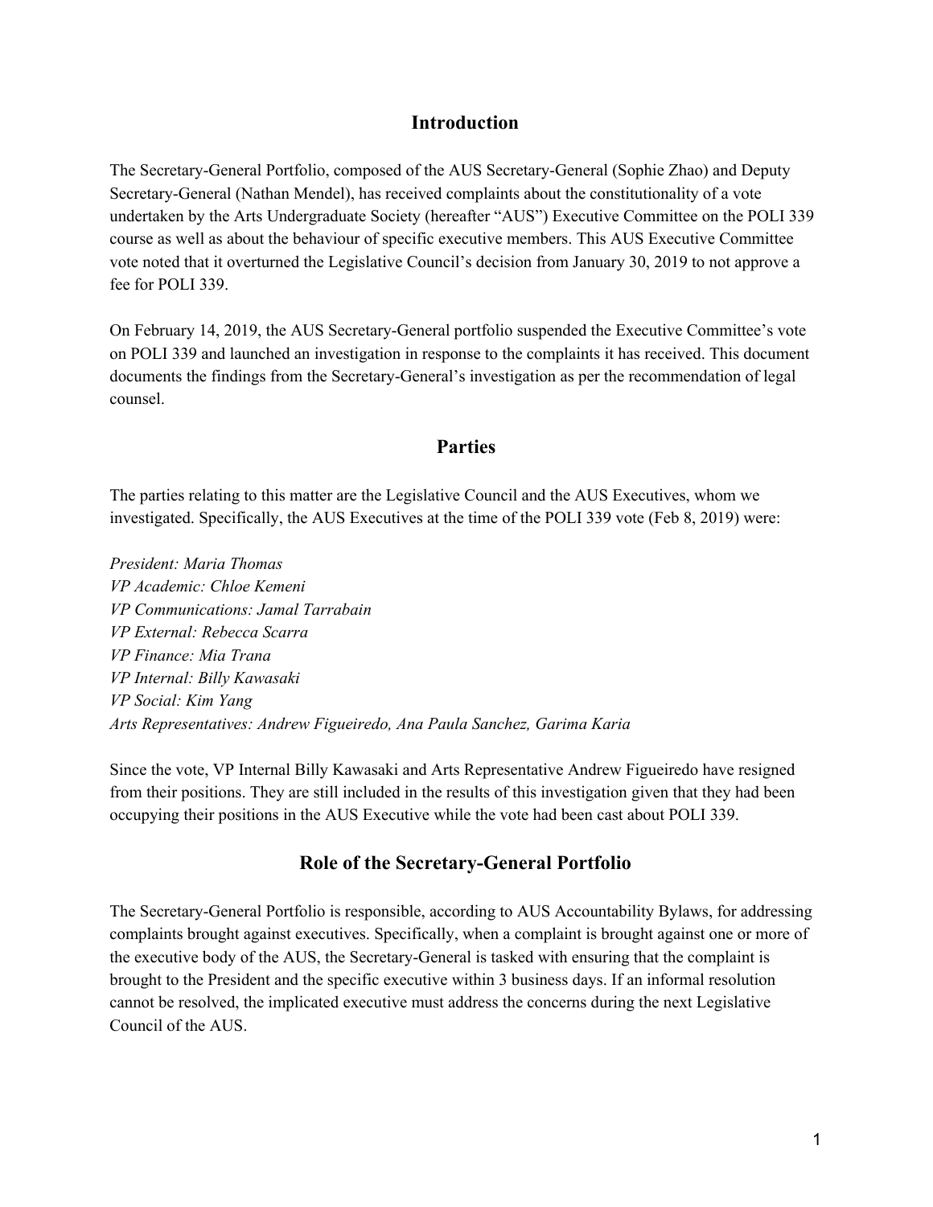## Introduction

The Secretary-General Portfolio, composed of the AUS Secretary-General (Sophie Zhao) and Deputy Secretary-General (Nathan Mendel), has received complaints about the constitutionality of a vote undertaken by the Arts Undergraduate Society (hereafter "AUS") Executive Committee on the POLI 339 course as well as about the behaviour of specific executive members. This AUS Executive Committee vote noted that it overturned the Legislative Council's decision from January 30, 2019 to not approve a fee for POLI 339.

On February 14, 2019, the AUS Secretary-General portfolio suspended the Executive Committee's vote on POLI 339 and launched an investigation in response to the complaints it has received. This document documents the findings from the Secretary-General's investigation as per the recommendation of legal counsel.

## Parties

The parties relating to this matter are the Legislative Council and the AUS Executives, whom we investigated. Specifically, the AUS Executives at the time of the POLI 339 vote (Feb 8, 2019) were:

*President: Maria Thomas*
*VP Academic: Chloe Kemeni*
*VP Communications: Jamal Tarrabain*
*VP External: Rebecca Scarra*
*VP Finance: Mia Trana*
*VP Internal: Billy Kawasaki*
*VP Social: Kim Yang*
*Arts Representatives: Andrew Figueiredo, Ana Paula Sanchez, Garima Karia*

Since the vote, VP Internal Billy Kawasaki and Arts Representative Andrew Figueiredo have resigned from their positions. They are still included in the results of this investigation given that they had been occupying their positions in the AUS Executive while the vote had been cast about POLI 339.

## Role of the Secretary-General Portfolio

The Secretary-General Portfolio is responsible, according to AUS Accountability Bylaws, for addressing complaints brought against executives. Specifically, when a complaint is brought against one or more of the executive body of the AUS, the Secretary-General is tasked with ensuring that the complaint is brought to the President and the specific executive within 3 business days. If an informal resolution cannot be resolved, the implicated executive must address the concerns during the next Legislative Council of the AUS.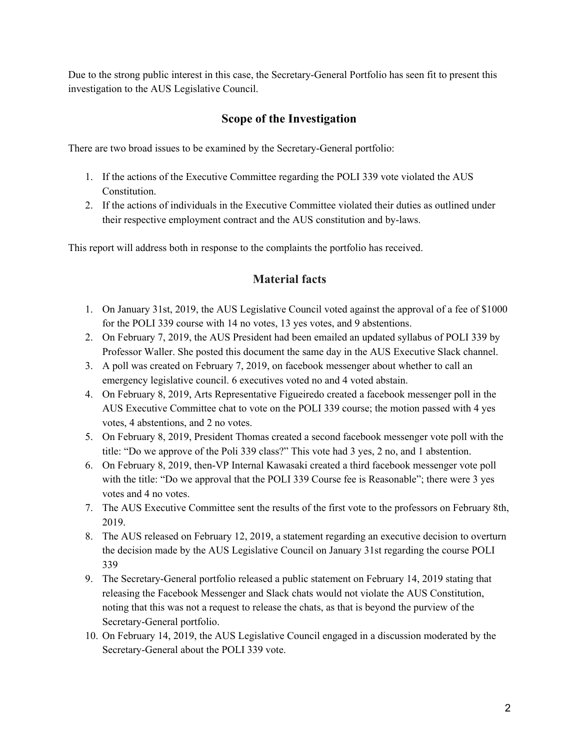Due to the strong public interest in this case, the Secretary-General Portfolio has seen fit to present this investigation to the AUS Legislative Council.

## Scope of the Investigation

There are two broad issues to be examined by the Secretary-General portfolio:

1. If the actions of the Executive Committee regarding the POLI 339 vote violated the AUS Constitution.
2. If the actions of individuals in the Executive Committee violated their duties as outlined under their respective employment contract and the AUS constitution and by-laws.

This report will address both in response to the complaints the portfolio has received.

## Material facts

1. On January 31st, 2019, the AUS Legislative Council voted against the approval of a fee of $1000 for the POLI 339 course with 14 no votes, 13 yes votes, and 9 abstentions.
2. On February 7, 2019, the AUS President had been emailed an updated syllabus of POLI 339 by Professor Waller. She posted this document the same day in the AUS Executive Slack channel.
3. A poll was created on February 7, 2019, on facebook messenger about whether to call an emergency legislative council. 6 executives voted no and 4 voted abstain.
4. On February 8, 2019, Arts Representative Figueiredo created a facebook messenger poll in the AUS Executive Committee chat to vote on the POLI 339 course; the motion passed with 4 yes votes, 4 abstentions, and 2 no votes.
5. On February 8, 2019, President Thomas created a second facebook messenger vote poll with the title: "Do we approve of the Poli 339 class?" This vote had 3 yes, 2 no, and 1 abstention.
6. On February 8, 2019, then-VP Internal Kawasaki created a third facebook messenger vote poll with the title: "Do we approval that the POLI 339 Course fee is Reasonable"; there were 3 yes votes and 4 no votes.
7. The AUS Executive Committee sent the results of the first vote to the professors on February 8th, 2019.
8. The AUS released on February 12, 2019, a statement regarding an executive decision to overturn the decision made by the AUS Legislative Council on January 31st regarding the course POLI 339
9. The Secretary-General portfolio released a public statement on February 14, 2019 stating that releasing the Facebook Messenger and Slack chats would not violate the AUS Constitution, noting that this was not a request to release the chats, as that is beyond the purview of the Secretary-General portfolio.
10. On February 14, 2019, the AUS Legislative Council engaged in a discussion moderated by the Secretary-General about the POLI 339 vote.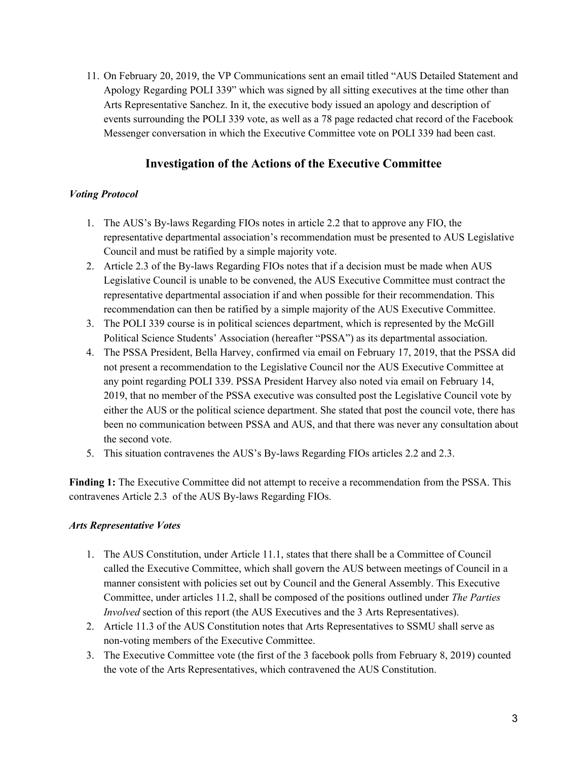11. On February 20, 2019, the VP Communications sent an email titled "AUS Detailed Statement and Apology Regarding POLI 339" which was signed by all sitting executives at the time other than Arts Representative Sanchez. In it, the executive body issued an apology and description of events surrounding the POLI 339 vote, as well as a 78 page redacted chat record of the Facebook Messenger conversation in which the Executive Committee vote on POLI 339 had been cast.

## Investigation of the Actions of the Executive Committee

### *Voting Protocol*

1. The AUS's By-laws Regarding FIOs notes in article 2.2 that to approve any FIO, the representative departmental association's recommendation must be presented to AUS Legislative Council and must be ratified by a simple majority vote.
2. Article 2.3 of the By-laws Regarding FIOs notes that if a decision must be made when AUS Legislative Council is unable to be convened, the AUS Executive Committee must contract the representative departmental association if and when possible for their recommendation. This recommendation can then be ratified by a simple majority of the AUS Executive Committee.
3. The POLI 339 course is in political sciences department, which is represented by the McGill Political Science Students' Association (hereafter "PSSA") as its departmental association.
4. The PSSA President, Bella Harvey, confirmed via email on February 17, 2019, that the PSSA did not present a recommendation to the Legislative Council nor the AUS Executive Committee at any point regarding POLI 339. PSSA President Harvey also noted via email on February 14, 2019, that no member of the PSSA executive was consulted post the Legislative Council vote by either the AUS or the political science department. She stated that post the council vote, there has been no communication between PSSA and AUS, and that there was never any consultation about the second vote.
5. This situation contravenes the AUS's By-laws Regarding FIOs articles 2.2 and 2.3.

**Finding 1:** The Executive Committee did not attempt to receive a recommendation from the PSSA. This contravenes Article 2.3 of the AUS By-laws Regarding FIOs.

### *Arts Representative Votes*

1. The AUS Constitution, under Article 11.1, states that there shall be a Committee of Council called the Executive Committee, which shall govern the AUS between meetings of Council in a manner consistent with policies set out by Council and the General Assembly. This Executive Committee, under articles 11.2, shall be composed of the positions outlined under *The Parties Involved* section of this report (the AUS Executives and the 3 Arts Representatives).
2. Article 11.3 of the AUS Constitution notes that Arts Representatives to SSMU shall serve as non-voting members of the Executive Committee.
3. The Executive Committee vote (the first of the 3 facebook polls from February 8, 2019) counted the vote of the Arts Representatives, which contravened the AUS Constitution.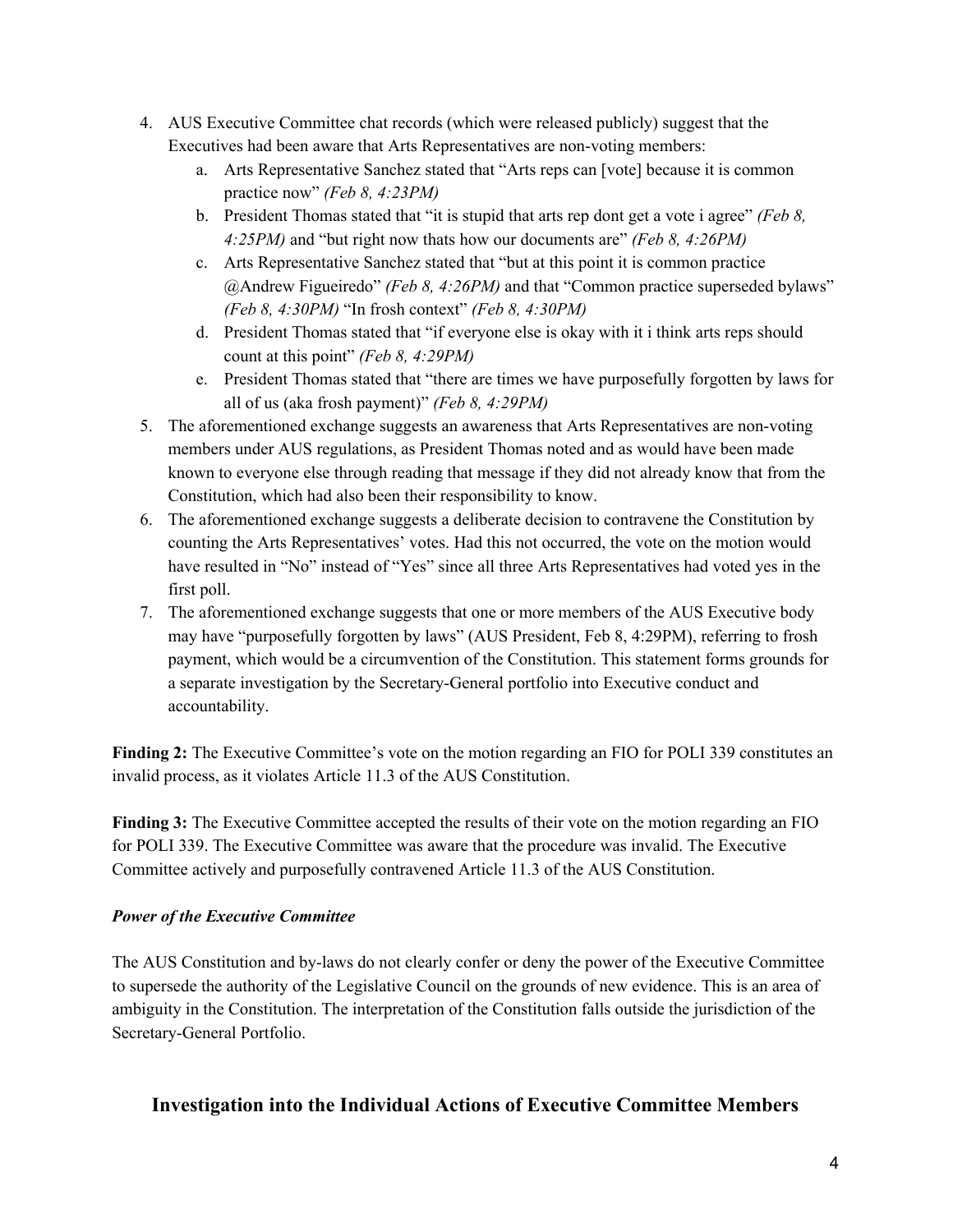4. AUS Executive Committee chat records (which were released publicly) suggest that the Executives had been aware that Arts Representatives are non-voting members:
    a. Arts Representative Sanchez stated that "Arts reps can [vote] because it is common practice now" *(Feb 8, 4:23PM)*
    b. President Thomas stated that "it is stupid that arts rep dont get a vote i agree" *(Feb 8, 4:25PM)* and "but right now thats how our documents are" *(Feb 8, 4:26PM)*
    c. Arts Representative Sanchez stated that "but at this point it is common practice @Andrew Figueiredo" *(Feb 8, 4:26PM)* and that "Common practice superseded bylaws" *(Feb 8, 4:30PM)* "In frosh context" *(Feb 8, 4:30PM)*
    d. President Thomas stated that "if everyone else is okay with it i think arts reps should count at this point" *(Feb 8, 4:29PM)*
    e. President Thomas stated that "there are times we have purposefully forgotten by laws for all of us (aka frosh payment)" *(Feb 8, 4:29PM)*
5. The aforementioned exchange suggests an awareness that Arts Representatives are non-voting members under AUS regulations, as President Thomas noted and as would have been made known to everyone else through reading that message if they did not already know that from the Constitution, which had also been their responsibility to know.
6. The aforementioned exchange suggests a deliberate decision to contravene the Constitution by counting the Arts Representatives' votes. Had this not occurred, the vote on the motion would have resulted in "No" instead of "Yes" since all three Arts Representatives had voted yes in the first poll.
7. The aforementioned exchange suggests that one or more members of the AUS Executive body may have "purposefully forgotten by laws" (AUS President, Feb 8, 4:29PM), referring to frosh payment, which would be a circumvention of the Constitution. This statement forms grounds for a separate investigation by the Secretary-General portfolio into Executive conduct and accountability.

**Finding 2:** The Executive Committee's vote on the motion regarding an FIO for POLI 339 constitutes an invalid process, as it violates Article 11.3 of the AUS Constitution.

**Finding 3:** The Executive Committee accepted the results of their vote on the motion regarding an FIO for POLI 339. The Executive Committee was aware that the procedure was invalid. The Executive Committee actively and purposefully contravened Article 11.3 of the AUS Constitution.

***Power of the Executive Committee***

The AUS Constitution and by-laws do not clearly confer or deny the power of the Executive Committee to supersede the authority of the Legislative Council on the grounds of new evidence. This is an area of ambiguity in the Constitution. The interpretation of the Constitution falls outside the jurisdiction of the Secretary-General Portfolio.

## Investigation into the Individual Actions of Executive Committee Members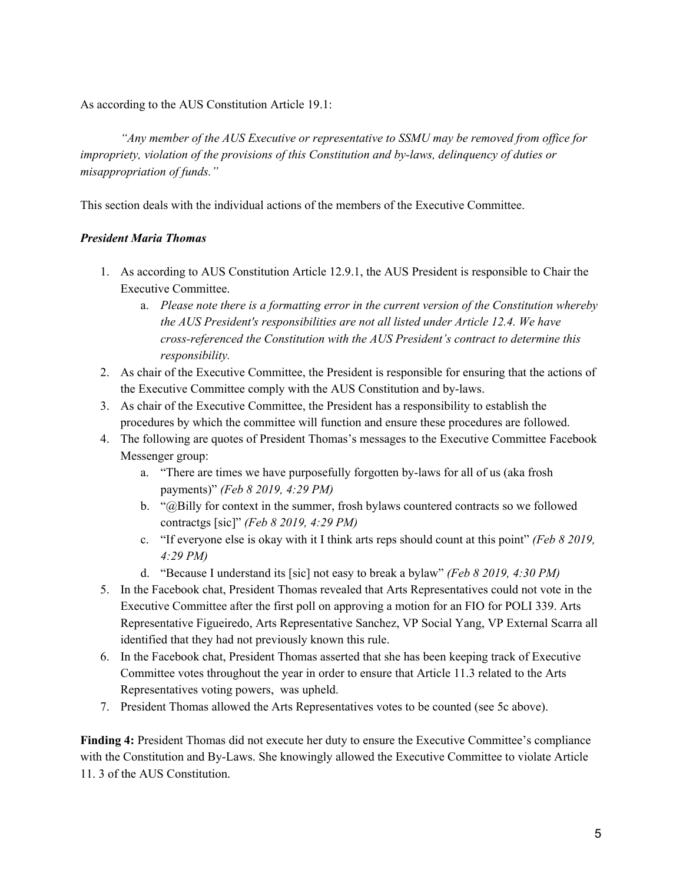As according to the AUS Constitution Article 19.1:

> *"Any member of the AUS Executive or representative to SSMU may be removed from office for impropriety, violation of the provisions of this Constitution and by-laws, delinquency of duties or misappropriation of funds."*

This section deals with the individual actions of the members of the Executive Committee.

***President Maria Thomas***

1. As according to AUS Constitution Article 12.9.1, the AUS President is responsible to Chair the Executive Committee.
   a. *Please note there is a formatting error in the current version of the Constitution whereby the AUS President's responsibilities are not all listed under Article 12.4. We have cross-referenced the Constitution with the AUS President's contract to determine this responsibility.*
2. As chair of the Executive Committee, the President is responsible for ensuring that the actions of the Executive Committee comply with the AUS Constitution and by-laws.
3. As chair of the Executive Committee, the President has a responsibility to establish the procedures by which the committee will function and ensure these procedures are followed.
4. The following are quotes of President Thomas's messages to the Executive Committee Facebook Messenger group:
   a. "There are times we have purposefully forgotten by-laws for all of us (aka frosh payments)" *(Feb 8 2019, 4:29 PM)*
   b. "@Billy for context in the summer, frosh bylaws countered contracts so we followed contractgs [sic]" *(Feb 8 2019, 4:29 PM)*
   c. "If everyone else is okay with it I think arts reps should count at this point" *(Feb 8 2019, 4:29 PM)*
   d. "Because I understand its [sic] not easy to break a bylaw" *(Feb 8 2019, 4:30 PM)*
5. In the Facebook chat, President Thomas revealed that Arts Representatives could not vote in the Executive Committee after the first poll on approving a motion for an FIO for POLI 339. Arts Representative Figueiredo, Arts Representative Sanchez, VP Social Yang, VP External Scarra all identified that they had not previously known this rule.
6. In the Facebook chat, President Thomas asserted that she has been keeping track of Executive Committee votes throughout the year in order to ensure that Article 11.3 related to the Arts Representatives voting powers, was upheld.
7. President Thomas allowed the Arts Representatives votes to be counted (see 5c above).

**Finding 4:** President Thomas did not execute her duty to ensure the Executive Committee's compliance with the Constitution and By-Laws. She knowingly allowed the Executive Committee to violate Article 11. 3 of the AUS Constitution.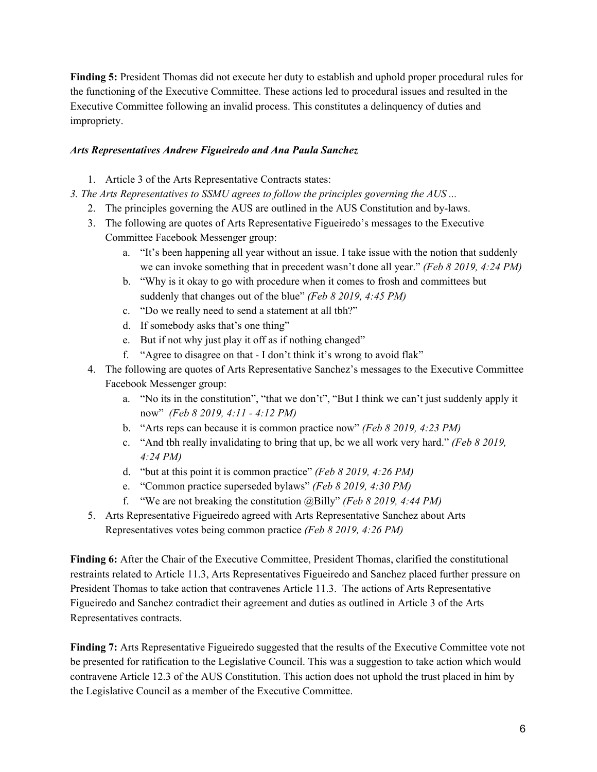**Finding 5:** President Thomas did not execute her duty to establish and uphold proper procedural rules for the functioning of the Executive Committee. These actions led to procedural issues and resulted in the Executive Committee following an invalid process. This constitutes a delinquency of duties and impropriety.

***Arts Representatives Andrew Figueiredo and Ana Paula Sanchez***

1. Article 3 of the Arts Representative Contracts states:

*3. The Arts Representatives to SSMU agrees to follow the principles governing the AUS ...*

2. The principles governing the AUS are outlined in the AUS Constitution and by-laws.
3. The following are quotes of Arts Representative Figueiredo's messages to the Executive Committee Facebook Messenger group:
    a. "It's been happening all year without an issue. I take issue with the notion that suddenly we can invoke something that in precedent wasn't done all year." *(Feb 8 2019, 4:24 PM)*
    b. "Why is it okay to go with procedure when it comes to frosh and committees but suddenly that changes out of the blue" *(Feb 8 2019, 4:45 PM)*
    c. "Do we really need to send a statement at all tbh?"
    d. If somebody asks that's one thing"
    e. But if not why just play it off as if nothing changed"
    f. "Agree to disagree on that - I don't think it's wrong to avoid flak"
4. The following are quotes of Arts Representative Sanchez's messages to the Executive Committee Facebook Messenger group:
    a. "No its in the constitution", "that we don't", "But I think we can't just suddenly apply it now" *(Feb 8 2019, 4:11 - 4:12 PM)*
    b. "Arts reps can because it is common practice now" *(Feb 8 2019, 4:23 PM)*
    c. "And tbh really invalidating to bring that up, bc we all work very hard." *(Feb 8 2019, 4:24 PM)*
    d. "but at this point it is common practice" *(Feb 8 2019, 4:26 PM)*
    e. "Common practice superseded bylaws" *(Feb 8 2019, 4:30 PM)*
    f. "We are not breaking the constitution @Billy" *(Feb 8 2019, 4:44 PM)*
5. Arts Representative Figueiredo agreed with Arts Representative Sanchez about Arts Representatives votes being common practice *(Feb 8 2019, 4:26 PM)*

**Finding 6:** After the Chair of the Executive Committee, President Thomas, clarified the constitutional restraints related to Article 11.3, Arts Representatives Figueiredo and Sanchez placed further pressure on President Thomas to take action that contravenes Article 11.3. The actions of Arts Representative Figueiredo and Sanchez contradict their agreement and duties as outlined in Article 3 of the Arts Representatives contracts.

**Finding 7:** Arts Representative Figueiredo suggested that the results of the Executive Committee vote not be presented for ratification to the Legislative Council. This was a suggestion to take action which would contravene Article 12.3 of the AUS Constitution. This action does not uphold the trust placed in him by the Legislative Council as a member of the Executive Committee.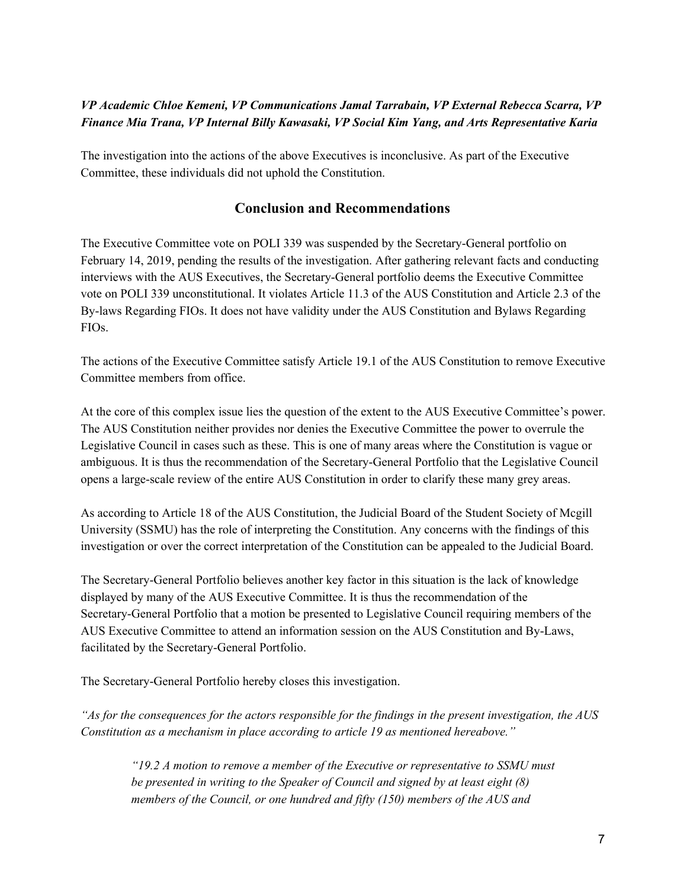***VP Academic Chloe Kemeni, VP Communications Jamal Tarrabain, VP External Rebecca Scarra, VP Finance Mia Trana, VP Internal Billy Kawasaki, VP Social Kim Yang, and Arts Representative Karia***

The investigation into the actions of the above Executives is inconclusive. As part of the Executive Committee, these individuals did not uphold the Constitution.

## Conclusion and Recommendations

The Executive Committee vote on POLI 339 was suspended by the Secretary-General portfolio on February 14, 2019, pending the results of the investigation. After gathering relevant facts and conducting interviews with the AUS Executives, the Secretary-General portfolio deems the Executive Committee vote on POLI 339 unconstitutional. It violates Article 11.3 of the AUS Constitution and Article 2.3 of the By-laws Regarding FIOs. It does not have validity under the AUS Constitution and Bylaws Regarding FIOs.

The actions of the Executive Committee satisfy Article 19.1 of the AUS Constitution to remove Executive Committee members from office.

At the core of this complex issue lies the question of the extent to the AUS Executive Committee's power. The AUS Constitution neither provides nor denies the Executive Committee the power to overrule the Legislative Council in cases such as these. This is one of many areas where the Constitution is vague or ambiguous. It is thus the recommendation of the Secretary-General Portfolio that the Legislative Council opens a large-scale review of the entire AUS Constitution in order to clarify these many grey areas.

As according to Article 18 of the AUS Constitution, the Judicial Board of the Student Society of Mcgill University (SSMU) has the role of interpreting the Constitution. Any concerns with the findings of this investigation or over the correct interpretation of the Constitution can be appealed to the Judicial Board.

The Secretary-General Portfolio believes another key factor in this situation is the lack of knowledge displayed by many of the AUS Executive Committee. It is thus the recommendation of the Secretary-General Portfolio that a motion be presented to Legislative Council requiring members of the AUS Executive Committee to attend an information session on the AUS Constitution and By-Laws, facilitated by the Secretary-General Portfolio.

The Secretary-General Portfolio hereby closes this investigation.

*"As for the consequences for the actors responsible for the findings in the present investigation, the AUS Constitution as a mechanism in place according to article 19 as mentioned hereabove."*

> *"19.2 A motion to remove a member of the Executive or representative to SSMU must be presented in writing to the Speaker of Council and signed by at least eight (8) members of the Council, or one hundred and fifty (150) members of the AUS and*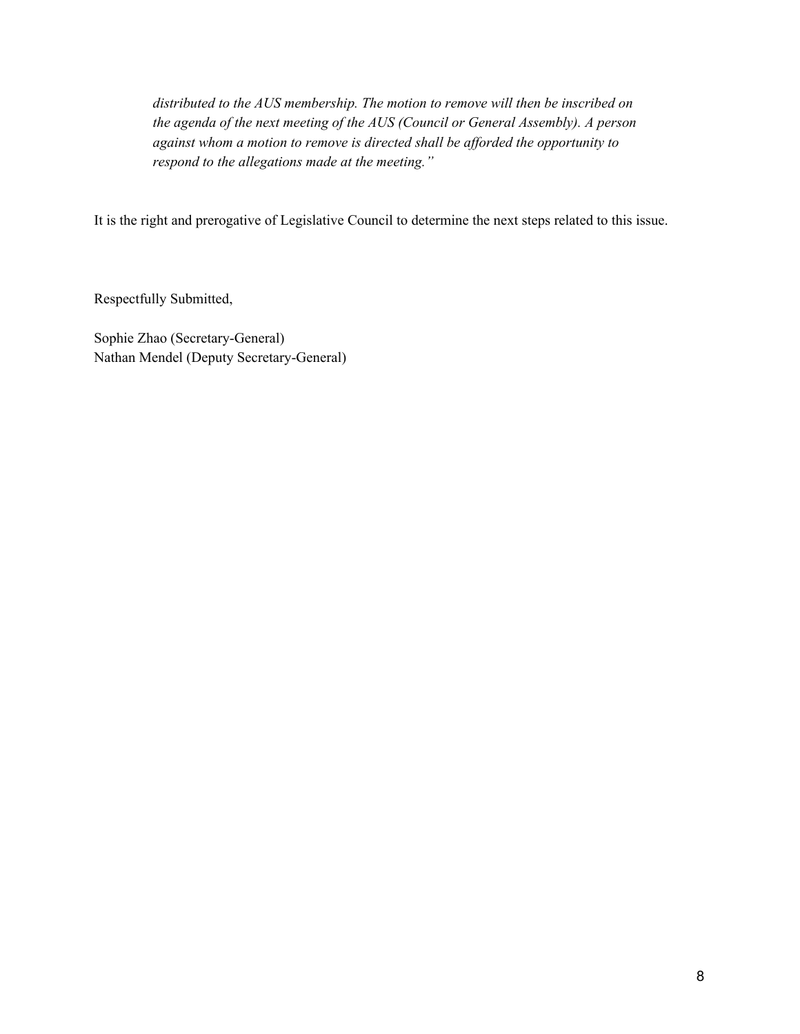> *distributed to the AUS membership. The motion to remove will then be inscribed on the agenda of the next meeting of the AUS (Council or General Assembly). A person against whom a motion to remove is directed shall be afforded the opportunity to respond to the allegations made at the meeting."*

It is the right and prerogative of Legislative Council to determine the next steps related to this issue.

Respectfully Submitted,

Sophie Zhao (Secretary-General)
Nathan Mendel (Deputy Secretary-General)